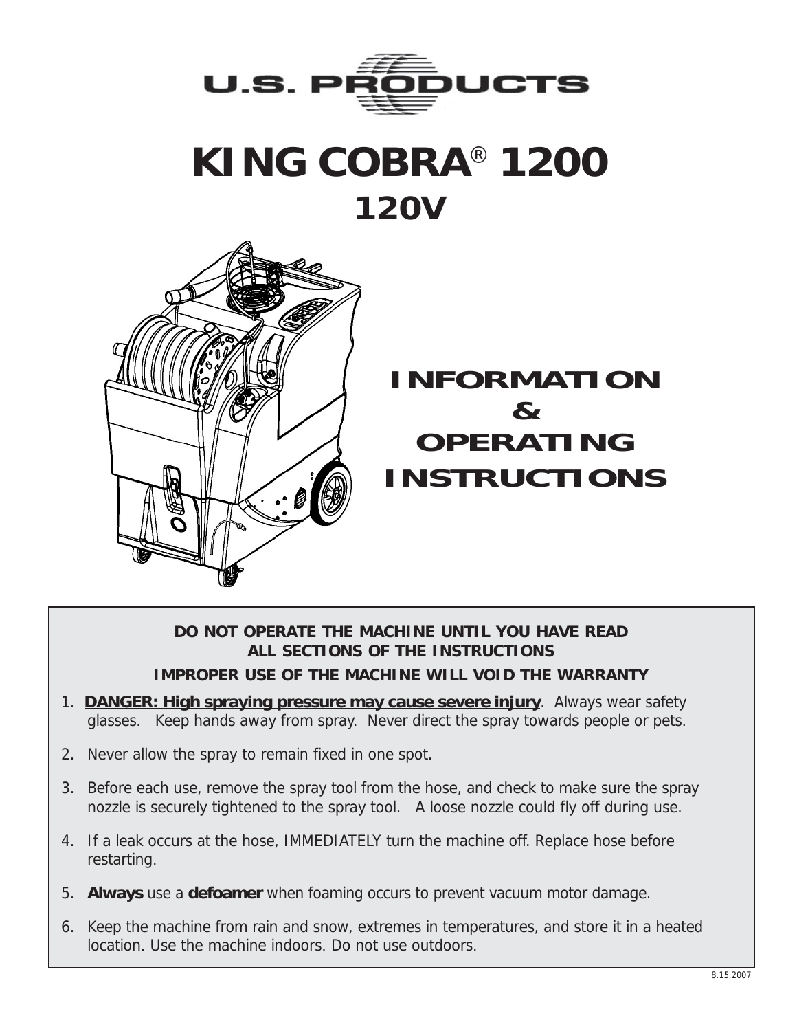U.S. PRODUCTS

# KING COBRA® 1200

## 120V

## INFORMATION & OPERATING INSTRUCTIONS

**DO NOT OPERATE THE MACHINE UNTIL YOU HAVE READ ALL SECTIONS OF THE INSTRUCTIONS**

**IMPROPER USE OF THE MACHINE WILL VOID THE WARRANTY**

1. **DANGER: High spraying pressure may cause severe injury**. Always wear safety glasses. Keep hands away from spray. Never direct the spray towards people or pets.
2. Never allow the spray to remain fixed in one spot.
3. Before each use, remove the spray tool from the hose, and check to make sure the spray nozzle is securely tightened to the spray tool. A loose nozzle could fly off during use.
4. If a leak occurs at the hose, IMMEDIATELY turn the machine off. Replace hose before restarting.
5. **Always** use a **defoamer** when foaming occurs to prevent vacuum motor damage.
6. Keep the machine from rain and snow, extremes in temperatures, and store it in a heated location. Use the machine indoors. Do not use outdoors.

8.15.2007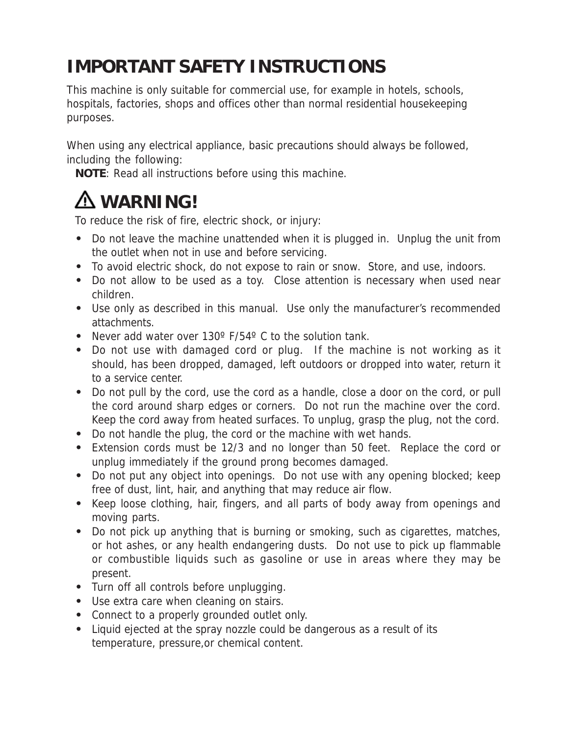# IMPORTANT SAFETY INSTRUCTIONS

This machine is only suitable for commercial use, for example in hotels, schools, hospitals, factories, shops and offices other than normal residential housekeeping purposes.

When using any electrical appliance, basic precautions should always be followed, including the following:

**NOTE**: Read all instructions before using this machine.

## ⚠ WARNING!

To reduce the risk of fire, electric shock, or injury:

- Do not leave the machine unattended when it is plugged in. Unplug the unit from the outlet when not in use and before servicing.
- To avoid electric shock, do not expose to rain or snow. Store, and use, indoors.
- Do not allow to be used as a toy. Close attention is necessary when used near children.
- Use only as described in this manual. Use only the manufacturer's recommended attachments.
- Never add water over 130º F/54º C to the solution tank.
- Do not use with damaged cord or plug. If the machine is not working as it should, has been dropped, damaged, left outdoors or dropped into water, return it to a service center.
- Do not pull by the cord, use the cord as a handle, close a door on the cord, or pull the cord around sharp edges or corners. Do not run the machine over the cord. Keep the cord away from heated surfaces. To unplug, grasp the plug, not the cord.
- Do not handle the plug, the cord or the machine with wet hands.
- Extension cords must be 12/3 and no longer than 50 feet. Replace the cord or unplug immediately if the ground prong becomes damaged.
- Do not put any object into openings. Do not use with any opening blocked; keep free of dust, lint, hair, and anything that may reduce air flow.
- Keep loose clothing, hair, fingers, and all parts of body away from openings and moving parts.
- Do not pick up anything that is burning or smoking, such as cigarettes, matches, or hot ashes, or any health endangering dusts. Do not use to pick up flammable or combustible liquids such as gasoline or use in areas where they may be present.
- Turn off all controls before unplugging.
- Use extra care when cleaning on stairs.
- Connect to a properly grounded outlet only.
- Liquid ejected at the spray nozzle could be dangerous as a result of its temperature, pressure,or chemical content.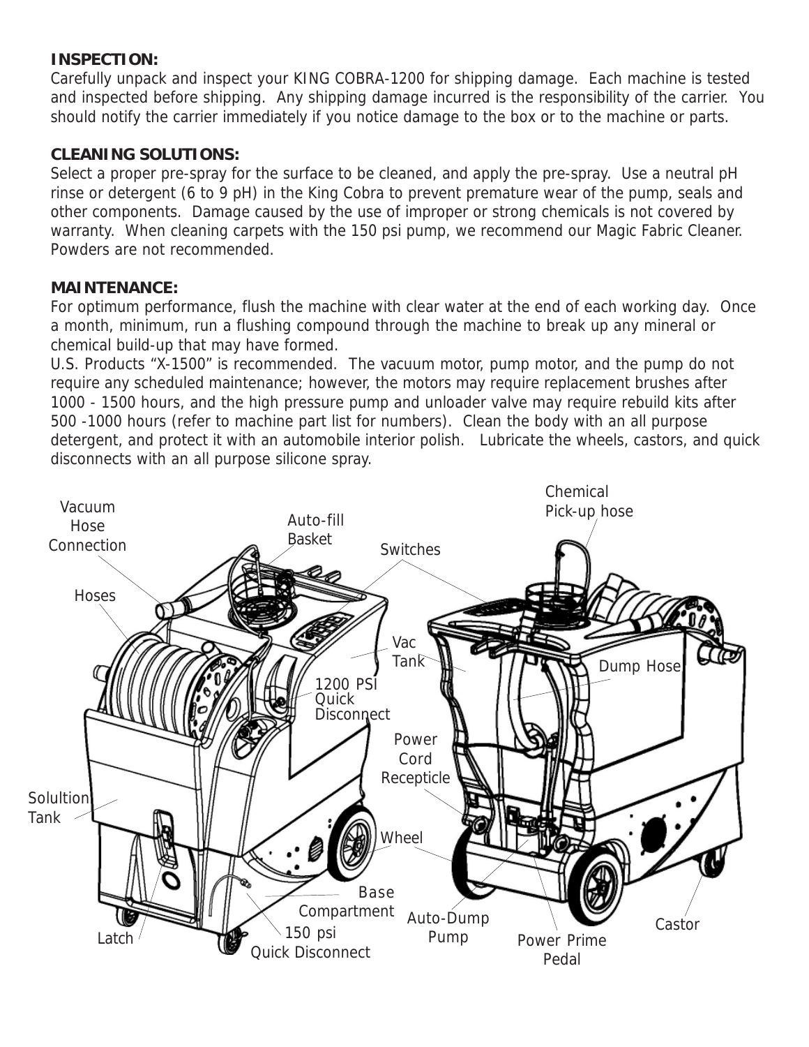**INSPECTION:**
Carefully unpack and inspect your KING COBRA-1200 for shipping damage. Each machine is tested and inspected before shipping. Any shipping damage incurred is the responsibility of the carrier. You should notify the carrier immediately if you notice damage to the box or to the machine or parts.

**CLEANING SOLUTIONS:**
Select a proper pre-spray for the surface to be cleaned, and apply the pre-spray. Use a neutral pH rinse or detergent (6 to 9 pH) in the King Cobra to prevent premature wear of the pump, seals and other components. Damage caused by the use of improper or strong chemicals is not covered by warranty. When cleaning carpets with the 150 psi pump, we recommend our Magic Fabric Cleaner. Powders are not recommended.

**MAINTENANCE:**
For optimum performance, flush the machine with clear water at the end of each working day. Once a month, minimum, run a flushing compound through the machine to break up any mineral or chemical build-up that may have formed.
U.S. Products "X-1500" is recommended. The vacuum motor, pump motor, and the pump do not require any scheduled maintenance; however, the motors may require replacement brushes after 1000 - 1500 hours, and the high pressure pump and unloader valve may require rebuild kits after 500 -1000 hours (refer to machine part list for numbers). Clean the body with an all purpose detergent, and protect it with an automobile interior polish. Lubricate the wheels, castors, and quick disconnects with an all purpose silicone spray.

Vacuum Hose Connection
Auto-fill Basket
Switches
Chemical Pick-up hose
Hoses
Vac Tank
Dump Hose
1200 PSI Quick Disconnect
Power Cord Recepticle
Solultion Tank
Wheel
Base Compartment
Auto-Dump Pump
Castor
Latch
150 psi Quick Disconnect
Power Prime Pedal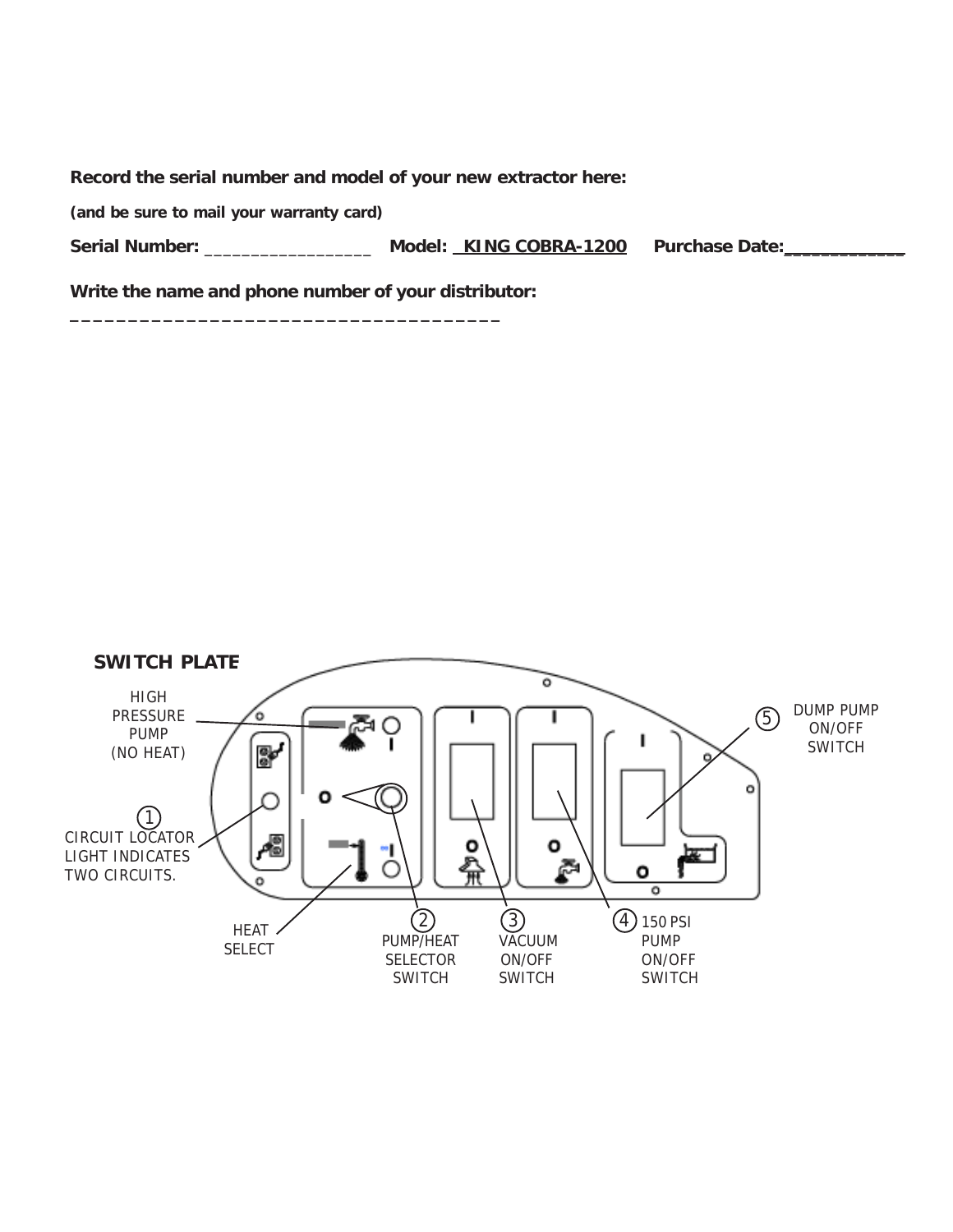**Record the serial number and model of your new extractor here:**

**(and be sure to mail your warranty card)**

**Serial Number:** _________________ **Model:** **KING COBRA-1200** **Purchase Date:**____________

**Write the name and phone number of your distributor:**

______________________________________

**SWITCH PLATE**

HIGH PRESSURE PUMP (NO HEAT)

1 CIRCUIT LOCATOR LIGHT INDICATES TWO CIRCUITS.

HEAT SELECT

2 PUMP/HEAT SELECTOR SWITCH

3 VACUUM ON/OFF SWITCH

4 150 PSI PUMP ON/OFF SWITCH

5 DUMP PUMP ON/OFF SWITCH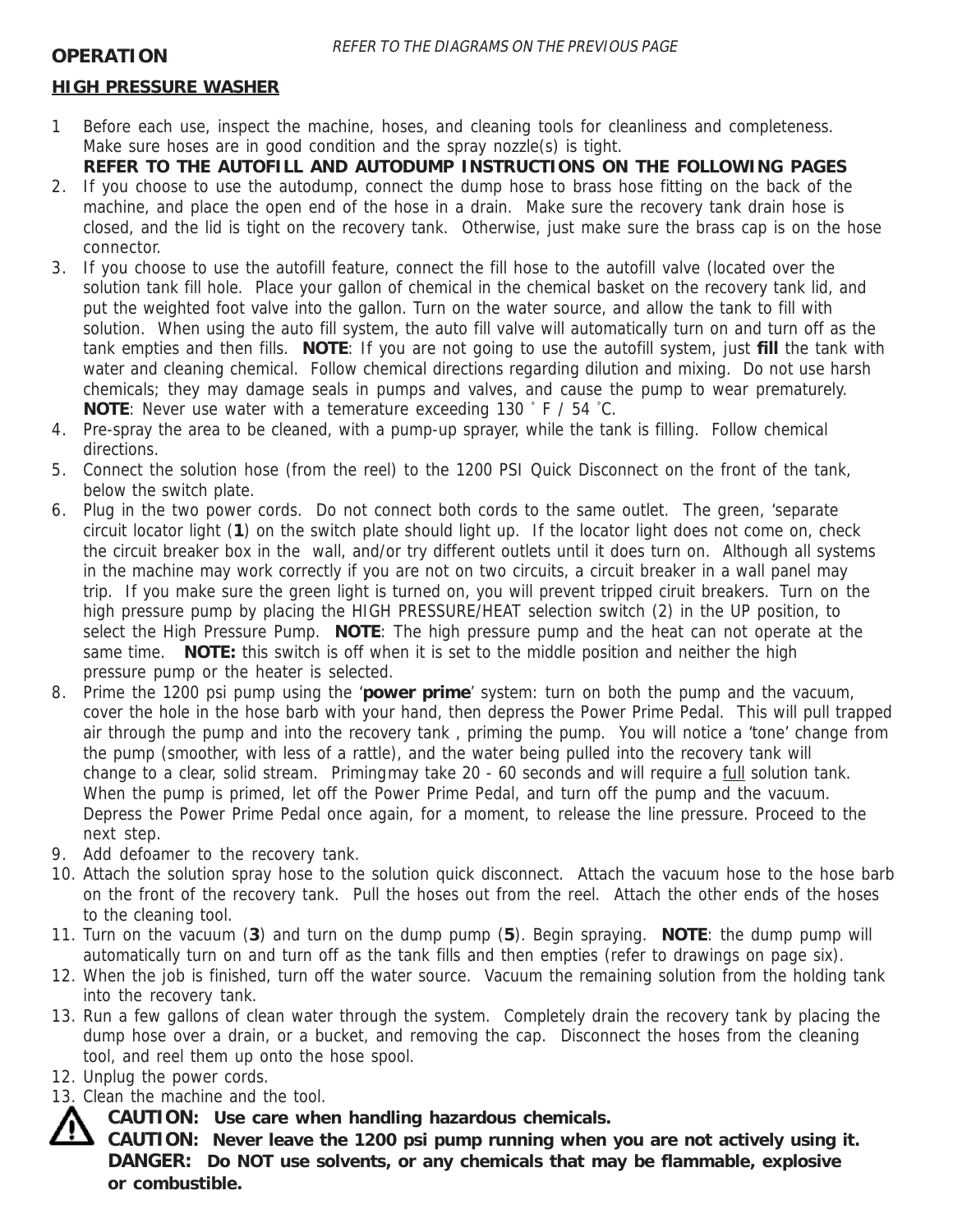## OPERATION

*REFER TO THE DIAGRAMS ON THE PREVIOUS PAGE*

**HIGH PRESSURE WASHER**

1 Before each use, inspect the machine, hoses, and cleaning tools for cleanliness and completeness. Make sure hoses are in good condition and the spray nozzle(s) is tight.
   **REFER TO THE AUTOFILL AND AUTODUMP INSTRUCTIONS ON THE FOLLOWING PAGES**
2. If you choose to use the autodump, connect the dump hose to brass hose fitting on the back of the machine, and place the open end of the hose in a drain. Make sure the recovery tank drain hose is closed, and the lid is tight on the recovery tank. Otherwise, just make sure the brass cap is on the hose connector.
3. If you choose to use the autofill feature, connect the fill hose to the autofill valve (located over the solution tank fill hole. Place your gallon of chemical in the chemical basket on the recovery tank lid, and put the weighted foot valve into the gallon. Turn on the water source, and allow the tank to fill with solution. When using the auto fill system, the auto fill valve will automatically turn on and turn off as the tank empties and then fills. **NOTE**: If you are not going to use the autofill system, just **fill** the tank with water and cleaning chemical. Follow chemical directions regarding dilution and mixing. Do not use harsh chemicals; they may damage seals in pumps and valves, and cause the pump to wear prematurely. **NOTE**: Never use water with a temerature exceeding 130 ˚ F / 54 ˚C.
4. Pre-spray the area to be cleaned, with a pump-up sprayer, while the tank is filling. Follow chemical directions.
5. Connect the solution hose (from the reel) to the 1200 PSI Quick Disconnect on the front of the tank, below the switch plate.
6. Plug in the two power cords. Do not connect both cords to the same outlet. The green, 'separate circuit locator light (**1**) on the switch plate should light up. If the locator light does not come on, check the circuit breaker box in the wall, and/or try different outlets until it does turn on. Although all systems in the machine may work correctly if you are not on two circuits, a circuit breaker in a wall panel may trip. If you make sure the green light is turned on, you will prevent tripped ciruit breakers. Turn on the high pressure pump by placing the HIGH PRESSURE/HEAT selection switch (2) in the UP position, to select the High Pressure Pump. **NOTE**: The high pressure pump and the heat can not operate at the same time. **NOTE:** this switch is off when it is set to the middle position and neither the high pressure pump or the heater is selected.
8. Prime the 1200 psi pump using the '**power prime**' system: turn on both the pump and the vacuum, cover the hole in the hose barb with your hand, then depress the Power Prime Pedal. This will pull trapped air through the pump and into the recovery tank , priming the pump. You will notice a 'tone' change from the pump (smoother, with less of a rattle), and the water being pulled into the recovery tank will change to a clear, solid stream. Primingmay take 20 - 60 seconds and will require a <u>full</u> solution tank. When the pump is primed, let off the Power Prime Pedal, and turn off the pump and the vacuum. Depress the Power Prime Pedal once again, for a moment, to release the line pressure. Proceed to the next step.
9. Add defoamer to the recovery tank.
10. Attach the solution spray hose to the solution quick disconnect. Attach the vacuum hose to the hose barb on the front of the recovery tank. Pull the hoses out from the reel. Attach the other ends of the hoses to the cleaning tool.
11. Turn on the vacuum (**3**) and turn on the dump pump (**5**). Begin spraying. **NOTE**: the dump pump will automatically turn on and turn off as the tank fills and then empties (refer to drawings on page six).
12. When the job is finished, turn off the water source. Vacuum the remaining solution from the holding tank into the recovery tank.
13. Run a few gallons of clean water through the system. Completely drain the recovery tank by placing the dump hose over a drain, or a bucket, and removing the cap. Disconnect the hoses from the cleaning tool, and reel them up onto the hose spool.
12. Unplug the power cords.
13. Clean the machine and the tool.

**CAUTION: Use care when handling hazardous chemicals.**
**CAUTION: Never leave the 1200 psi pump running when you are not actively using it.**
**DANGER: Do NOT use solvents, or any chemicals that may be flammable, explosive or combustible.**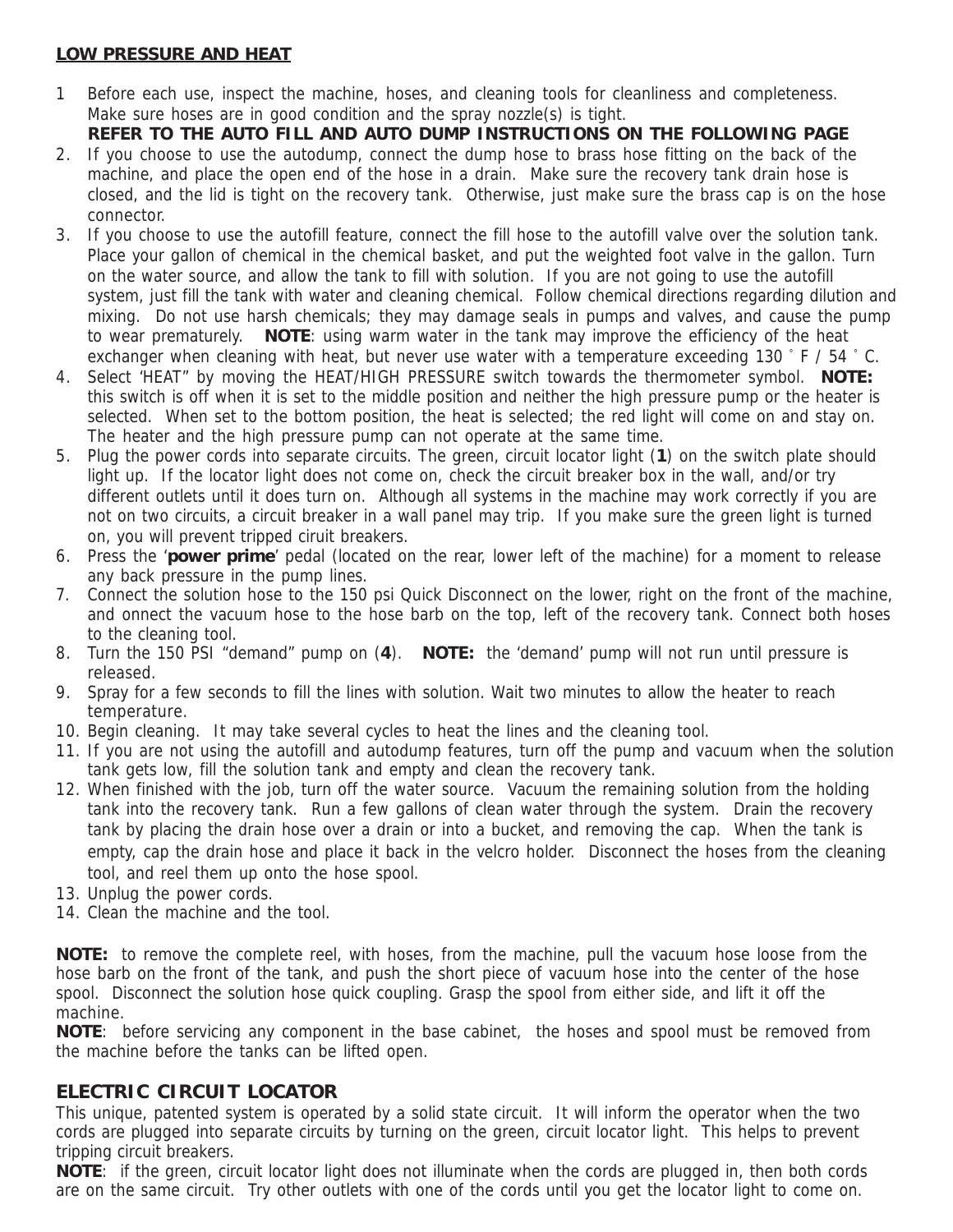**LOW PRESSURE AND HEAT**

1 Before each use, inspect the machine, hoses, and cleaning tools for cleanliness and completeness. Make sure hoses are in good condition and the spray nozzle(s) is tight.
   **REFER TO THE AUTO FILL AND AUTO DUMP INSTRUCTIONS ON THE FOLLOWING PAGE**
2. If you choose to use the autodump, connect the dump hose to brass hose fitting on the back of the machine, and place the open end of the hose in a drain. Make sure the recovery tank drain hose is closed, and the lid is tight on the recovery tank. Otherwise, just make sure the brass cap is on the hose connector.
3. If you choose to use the autofill feature, connect the fill hose to the autofill valve over the solution tank. Place your gallon of chemical in the chemical basket, and put the weighted foot valve in the gallon. Turn on the water source, and allow the tank to fill with solution. If you are not going to use the autofill system, just fill the tank with water and cleaning chemical. Follow chemical directions regarding dilution and mixing. Do not use harsh chemicals; they may damage seals in pumps and valves, and cause the pump to wear prematurely. **NOTE**: using warm water in the tank may improve the efficiency of the heat exchanger when cleaning with heat, but never use water with a temperature exceeding 130 ˚ F / 54 ˚ C.
4. Select 'HEAT" by moving the HEAT/HIGH PRESSURE switch towards the thermometer symbol. **NOTE:** this switch is off when it is set to the middle position and neither the high pressure pump or the heater is selected. When set to the bottom position, the heat is selected; the red light will come on and stay on. The heater and the high pressure pump can not operate at the same time.
5. Plug the power cords into separate circuits. The green, circuit locator light (**1**) on the switch plate should light up. If the locator light does not come on, check the circuit breaker box in the wall, and/or try different outlets until it does turn on. Although all systems in the machine may work correctly if you are not on two circuits, a circuit breaker in a wall panel may trip. If you make sure the green light is turned on, you will prevent tripped ciruit breakers.
6. Press the '**power prime**' pedal (located on the rear, lower left of the machine) for a moment to release any back pressure in the pump lines.
7. Connect the solution hose to the 150 psi Quick Disconnect on the lower, right on the front of the machine, and onnect the vacuum hose to the hose barb on the top, left of the recovery tank. Connect both hoses to the cleaning tool.
8. Turn the 150 PSI "demand" pump on (**4**). **NOTE:** the 'demand' pump will not run until pressure is released.
9. Spray for a few seconds to fill the lines with solution. Wait two minutes to allow the heater to reach temperature.
10. Begin cleaning. It may take several cycles to heat the lines and the cleaning tool.
11. If you are not using the autofill and autodump features, turn off the pump and vacuum when the solution tank gets low, fill the solution tank and empty and clean the recovery tank.
12. When finished with the job, turn off the water source. Vacuum the remaining solution from the holding tank into the recovery tank. Run a few gallons of clean water through the system. Drain the recovery tank by placing the drain hose over a drain or into a bucket, and removing the cap. When the tank is empty, cap the drain hose and place it back in the velcro holder. Disconnect the hoses from the cleaning tool, and reel them up onto the hose spool.
13. Unplug the power cords.
14. Clean the machine and the tool.

**NOTE:** to remove the complete reel, with hoses, from the machine, pull the vacuum hose loose from the hose barb on the front of the tank, and push the short piece of vacuum hose into the center of the hose spool. Disconnect the solution hose quick coupling. Grasp the spool from either side, and lift it off the machine.

**NOTE**: before servicing any component in the base cabinet, the hoses and spool must be removed from the machine before the tanks can be lifted open.

## ELECTRIC CIRCUIT LOCATOR

This unique, patented system is operated by a solid state circuit. It will inform the operator when the two cords are plugged into separate circuits by turning on the green, circuit locator light. This helps to prevent tripping circuit breakers.

**NOTE**: if the green, circuit locator light does not illuminate when the cords are plugged in, then both cords are on the same circuit. Try other outlets with one of the cords until you get the locator light to come on.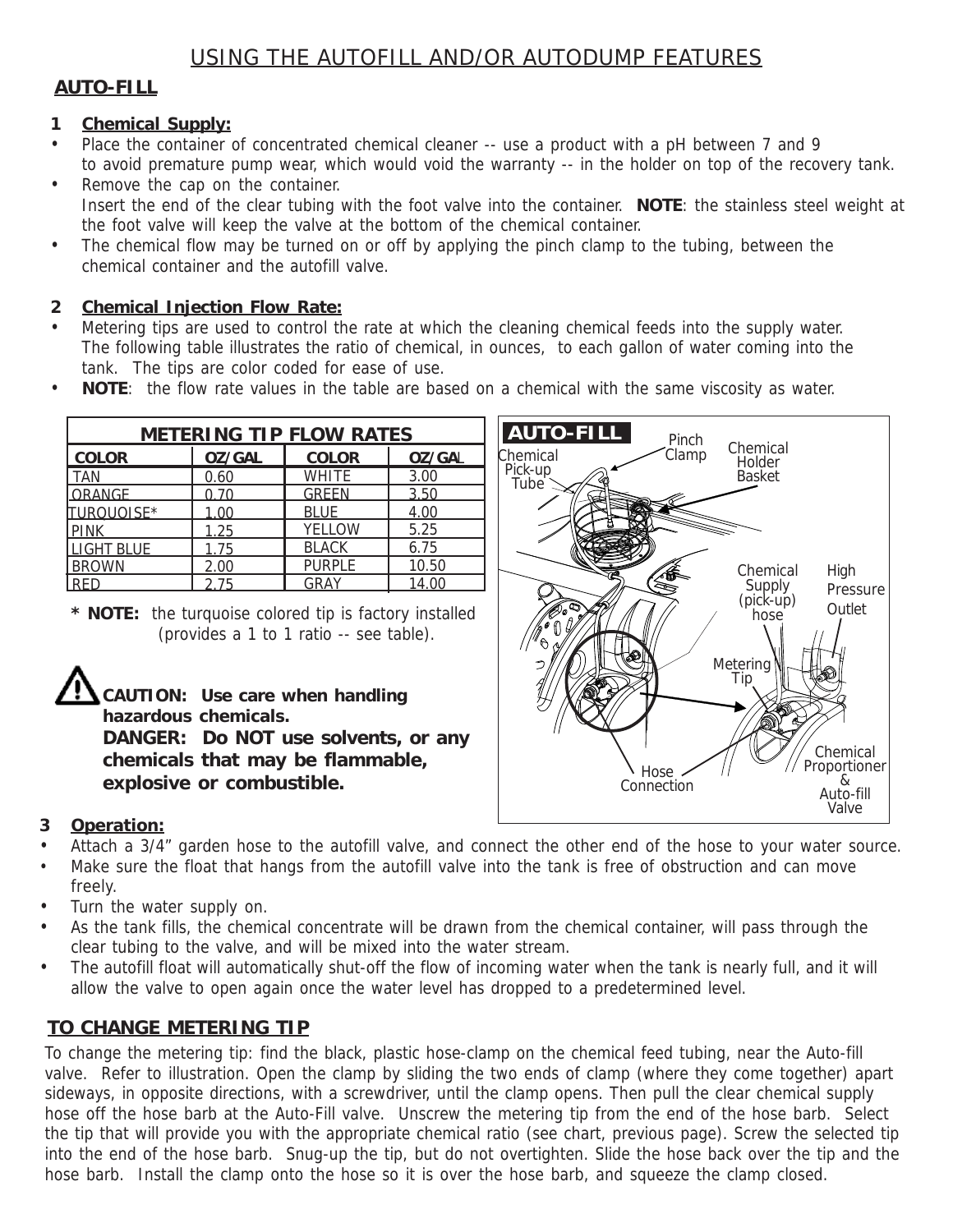# USING THE AUTOFILL AND/OR AUTODUMP FEATURES

## AUTO-FILL

### 1 Chemical Supply:

- Place the container of concentrated chemical cleaner -- use a product with a pH between 7 and 9 to avoid premature pump wear, which would void the warranty -- in the holder on top of the recovery tank.
- Remove the cap on the container.
  Insert the end of the clear tubing with the foot valve into the container. **NOTE**: the stainless steel weight at the foot valve will keep the valve at the bottom of the chemical container.
- The chemical flow may be turned on or off by applying the pinch clamp to the tubing, between the chemical container and the autofill valve.

### 2 Chemical Injection Flow Rate:

- Metering tips are used to control the rate at which the cleaning chemical feeds into the supply water. The following table illustrates the ratio of chemical, in ounces, to each gallon of water coming into the tank. The tips are color coded for ease of use.
- **NOTE**: the flow rate values in the table are based on a chemical with the same viscosity as water.

**METERING TIP FLOW RATES**

| COLOR | OZ/GAL | COLOR | OZ/GAL |
|---|---|---|---|
| TAN | 0.60 | WHITE | 3.00 |
| ORANGE | 0.70 | GREEN | 3.50 |
| TURQUOISE* | 1.00 | BLUE | 4.00 |
| PINK | 1.25 | YELLOW | 5.25 |
| LIGHT BLUE | 1.75 | BLACK | 6.75 |
| BROWN | 2.00 | PURPLE | 10.50 |
| RED | 2.75 | GRAY | 14.00 |

**\* NOTE:** the turquoise colored tip is factory installed (provides a 1 to 1 ratio -- see table).

**CAUTION: Use care when handling hazardous chemicals.**
**DANGER: Do NOT use solvents, or any chemicals that may be flammable, explosive or combustible.**

AUTO-FILL — Chemical Pick-up Tube; Pinch Clamp; Chemical Holder Basket; Chemical Supply (pick-up) hose; High Pressure Outlet; Metering Tip; Hose Connection; Chemical Proportioner & Auto-fill Valve

### 3 Operation:

- Attach a 3/4" garden hose to the autofill valve, and connect the other end of the hose to your water source.
- Make sure the float that hangs from the autofill valve into the tank is free of obstruction and can move freely.
- Turn the water supply on.
- As the tank fills, the chemical concentrate will be drawn from the chemical container, will pass through the clear tubing to the valve, and will be mixed into the water stream.
- The autofill float will automatically shut-off the flow of incoming water when the tank is nearly full, and it will allow the valve to open again once the water level has dropped to a predetermined level.

## TO CHANGE METERING TIP

To change the metering tip: find the black, plastic hose-clamp on the chemical feed tubing, near the Auto-fill valve. Refer to illustration. Open the clamp by sliding the two ends of clamp (where they come together) apart sideways, in opposite directions, with a screwdriver, until the clamp opens. Then pull the clear chemical supply hose off the hose barb at the Auto-Fill valve. Unscrew the metering tip from the end of the hose barb. Select the tip that will provide you with the appropriate chemical ratio (see chart, previous page). Screw the selected tip into the end of the hose barb. Snug-up the tip, but do not overtighten. Slide the hose back over the tip and the hose barb. Install the clamp onto the hose so it is over the hose barb, and squeeze the clamp closed.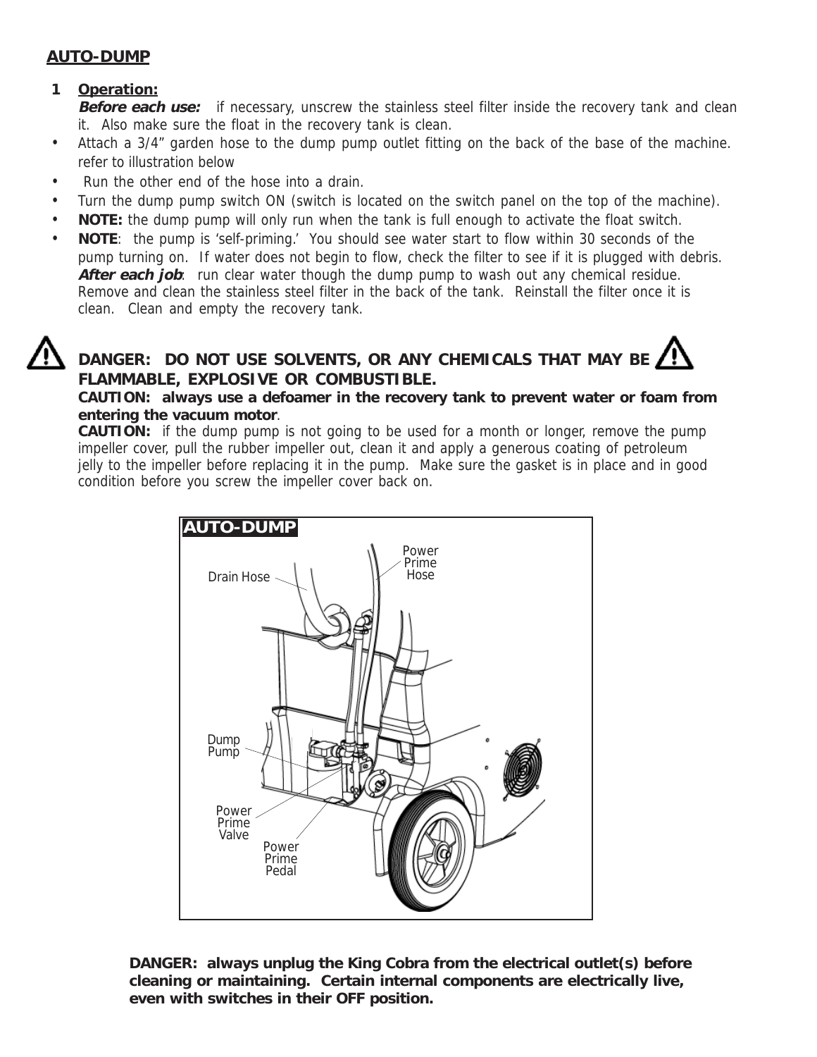## AUTO-DUMP

**1 Operation:**

***Before each use:*** if necessary, unscrew the stainless steel filter inside the recovery tank and clean it. Also make sure the float in the recovery tank is clean.

- Attach a 3/4" garden hose to the dump pump outlet fitting on the back of the base of the machine. refer to illustration below
- Run the other end of the hose into a drain.
- Turn the dump pump switch ON (switch is located on the switch panel on the top of the machine).
- **NOTE:** the dump pump will only run when the tank is full enough to activate the float switch.
- **NOTE**: the pump is 'self-priming.' You should see water start to flow within 30 seconds of the pump turning on. If water does not begin to flow, check the filter to see if it is plugged with debris.

***After each job***: run clear water though the dump pump to wash out any chemical residue. Remove and clean the stainless steel filter in the back of the tank. Reinstall the filter once it is clean. Clean and empty the recovery tank.

**DANGER: DO NOT USE SOLVENTS, OR ANY CHEMICALS THAT MAY BE FLAMMABLE, EXPLOSIVE OR COMBUSTIBLE.**

**CAUTION: always use a defoamer in the recovery tank to prevent water or foam from entering the vacuum motor**.

**CAUTION:** if the dump pump is not going to be used for a month or longer, remove the pump impeller cover, pull the rubber impeller out, clean it and apply a generous coating of petroleum jelly to the impeller before replacing it in the pump. Make sure the gasket is in place and in good condition before you screw the impeller cover back on.

**AUTO-DUMP**

Drain Hose

Power Prime Hose

Dump Pump

Power Prime Valve

Power Prime Pedal

**DANGER: always unplug the King Cobra from the electrical outlet(s) before cleaning or maintaining. Certain internal components are electrically live, even with switches in their OFF position.**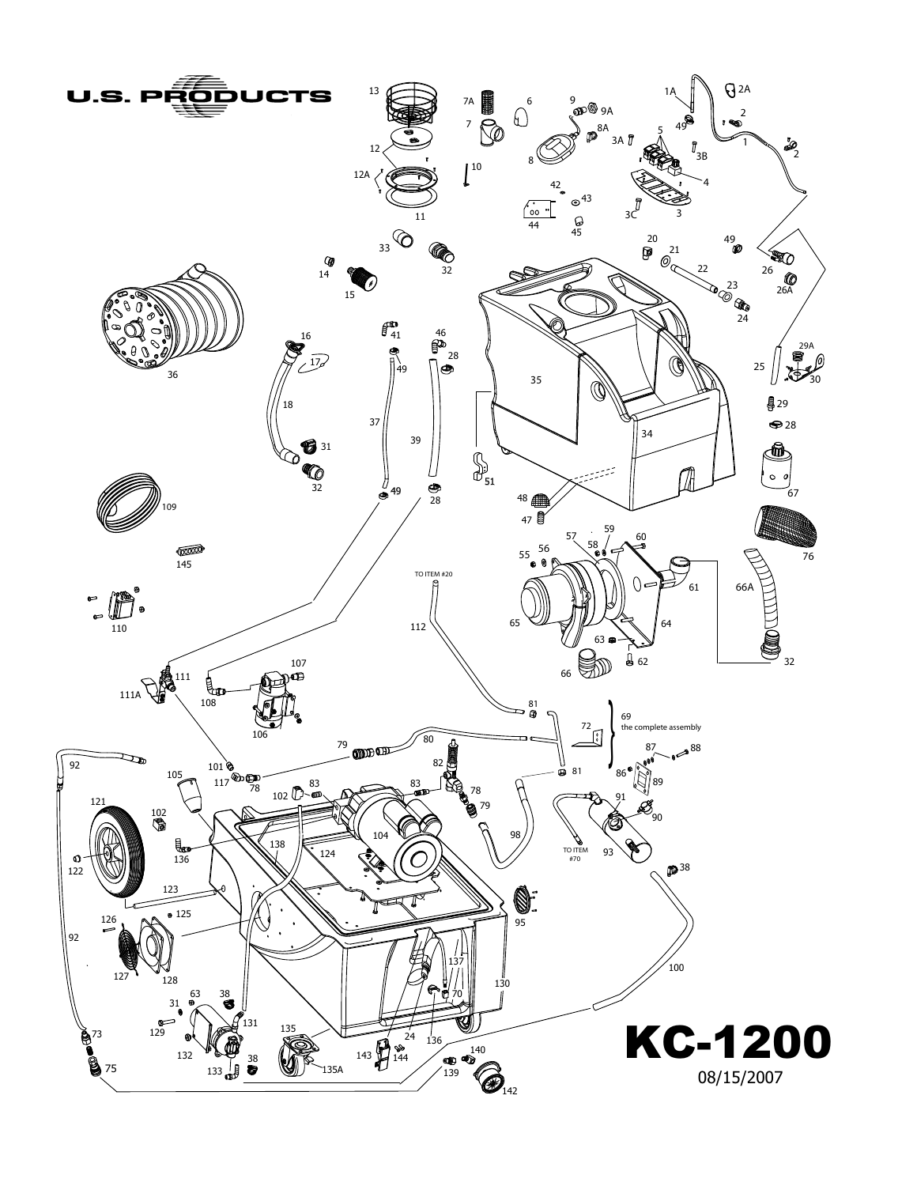U.S. PRODUCTS

# KC-1200

08/15/2007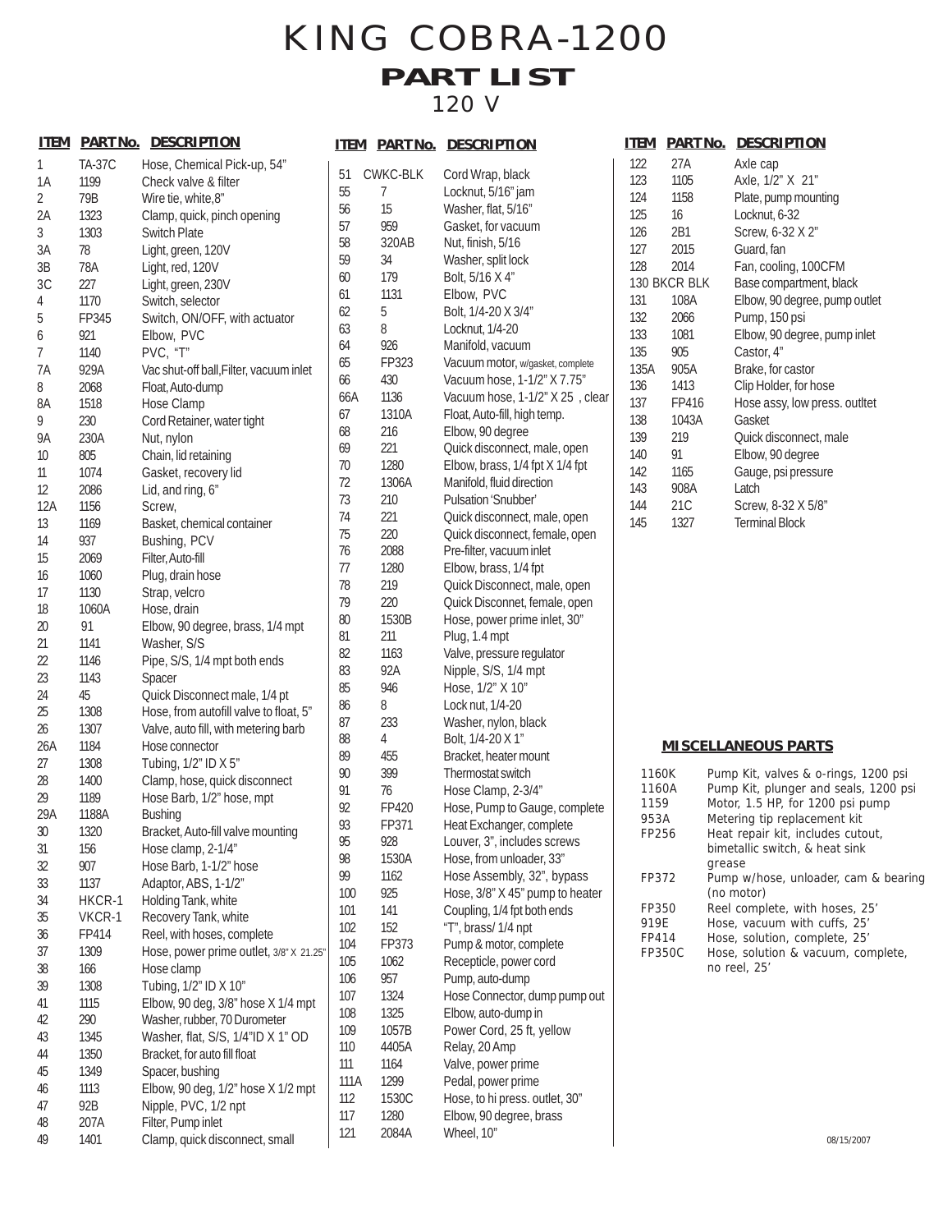# KING COBRA-1200

## PART LIST

### 120 V

| ITEM | PART No. | DESCRIPTION |
|---|---|---|
| 1 | TA-37C | Hose, Chemical Pick-up, 54" |
| 1A | 1199 | Check valve & filter |
| 2 | 79B | Wire tie, white,8" |
| 2A | 1323 | Clamp, quick, pinch opening |
| 3 | 1303 | Switch Plate |
| 3A | 78 | Light, green, 120V |
| 3B | 78A | Light, red, 120V |
| 3C | 227 | Light, green, 230V |
| 4 | 1170 | Switch, selector |
| 5 | FP345 | Switch, ON/OFF, with actuator |
| 6 | 921 | Elbow, PVC |
| 7 | 1140 | PVC, "T" |
| 7A | 929A | Vac shut-off ball,Filter, vacuum inlet |
| 8 | 2068 | Float, Auto-dump |
| 8A | 1518 | Hose Clamp |
| 9 | 230 | Cord Retainer, water tight |
| 9A | 230A | Nut, nylon |
| 10 | 805 | Chain, lid retaining |
| 11 | 1074 | Gasket, recovery lid |
| 12 | 2086 | Lid, and ring, 6" |
| 12A | 1156 | Screw, |
| 13 | 1169 | Basket, chemical container |
| 14 | 937 | Bushing, PCV |
| 15 | 2069 | Filter, Auto-fill |
| 16 | 1060 | Plug, drain hose |
| 17 | 1130 | Strap, velcro |
| 18 | 1060A | Hose, drain |
| 20 | 91 | Elbow, 90 degree, brass, 1/4 mpt |
| 21 | 1141 | Washer, S/S |
| 22 | 1146 | Pipe, S/S, 1/4 mpt both ends |
| 23 | 1143 | Spacer |
| 24 | 45 | Quick Disconnect male, 1/4 pt |
| 25 | 1308 | Hose, from autofill valve to float, 5" |
| 26 | 1307 | Valve, auto fill, with metering barb |
| 26A | 1184 | Hose connector |
| 27 | 1308 | Tubing, 1/2" ID X 5" |
| 28 | 1400 | Clamp, hose, quick disconnect |
| 29 | 1189 | Hose Barb, 1/2" hose, mpt |
| 29A | 1188A | Bushing |
| 30 | 1320 | Bracket, Auto-fill valve mounting |
| 31 | 156 | Hose clamp, 2-1/4" |
| 32 | 907 | Hose Barb, 1-1/2" hose |
| 33 | 1137 | Adaptor, ABS, 1-1/2" |
| 34 | HKCR-1 | Holding Tank, white |
| 35 | VKCR-1 | Recovery Tank, white |
| 36 | FP414 | Reel, with hoses, complete |
| 37 | 1309 | Hose, power prime outlet, 3/8" X 21.25" |
| 38 | 166 | Hose clamp |
| 39 | 1308 | Tubing, 1/2" ID X 10" |
| 41 | 1115 | Elbow, 90 deg, 3/8" hose X 1/4 mpt |
| 42 | 290 | Washer, rubber, 70 Durometer |
| 43 | 1345 | Washer, flat, S/S, 1/4"ID X 1" OD |
| 44 | 1350 | Bracket, for auto fill float |
| 45 | 1349 | Spacer, bushing |
| 46 | 1113 | Elbow, 90 deg, 1/2" hose X 1/2 mpt |
| 47 | 92B | Nipple, PVC, 1/2 npt |
| 48 | 207A | Filter, Pump inlet |
| 49 | 1401 | Clamp, quick disconnect, small |
| 51 | CWKC-BLK | Cord Wrap, black |
| 55 | 7 | Locknut, 5/16" jam |
| 56 | 15 | Washer, flat, 5/16" |
| 57 | 959 | Gasket, for vacuum |
| 58 | 320AB | Nut, finish, 5/16 |
| 59 | 34 | Washer, split lock |
| 60 | 179 | Bolt, 5/16 X 4" |
| 61 | 1131 | Elbow, PVC |
| 62 | 5 | Bolt, 1/4-20 X 3/4" |
| 63 | 8 | Locknut, 1/4-20 |
| 64 | 926 | Manifold, vacuum |
| 65 | FP323 | Vacuum motor, w/gasket, complete |
| 66 | 430 | Vacuum hose, 1-1/2" X 7.75" |
| 66A | 1136 | Vacuum hose, 1-1/2" X 25 , clear |
| 67 | 1310A | Float, Auto-fill, high temp. |
| 68 | 216 | Elbow, 90 degree |
| 69 | 221 | Quick disconnect, male, open |
| 70 | 1280 | Elbow, brass, 1/4 fpt X 1/4 fpt |
| 72 | 1306A | Manifold, fluid direction |
| 73 | 210 | Pulsation 'Snubber' |
| 74 | 221 | Quick disconnect, male, open |
| 75 | 220 | Quick disconnect, female, open |
| 76 | 2088 | Pre-filter, vacuum inlet |
| 77 | 1280 | Elbow, brass, 1/4 fpt |
| 78 | 219 | Quick Disconnect, male, open |
| 79 | 220 | Quick Disconnet, female, open |
| 80 | 1530B | Hose, power prime inlet, 30" |
| 81 | 211 | Plug, 1.4 mpt |
| 82 | 1163 | Valve, pressure regulator |
| 83 | 92A | Nipple, S/S, 1/4 mpt |
| 85 | 946 | Hose, 1/2" X 10" |
| 86 | 8 | Lock nut, 1/4-20 |
| 87 | 233 | Washer, nylon, black |
| 88 | 4 | Bolt, 1/4-20 X 1" |
| 89 | 455 | Bracket, heater mount |
| 90 | 399 | Thermostat switch |
| 91 | 76 | Hose Clamp, 2-3/4" |
| 92 | FP420 | Hose, Pump to Gauge, complete |
| 93 | FP371 | Heat Exchanger, complete |
| 95 | 928 | Louver, 3", includes screws |
| 98 | 1530A | Hose, from unloader, 33" |
| 99 | 1162 | Hose Assembly, 32", bypass |
| 100 | 925 | Hose, 3/8" X 45" pump to heater |
| 101 | 141 | Coupling, 1/4 fpt both ends |
| 102 | 152 | "T", brass/ 1/4 npt |
| 104 | FP373 | Pump & motor, complete |
| 105 | 1062 | Recepticle, power cord |
| 106 | 957 | Pump, auto-dump |
| 107 | 1324 | Hose Connector, dump pump out |
| 108 | 1325 | Elbow, auto-dump in |
| 109 | 1057B | Power Cord, 25 ft, yellow |
| 110 | 4405A | Relay, 20 Amp |
| 111 | 1164 | Valve, power prime |
| 111A | 1299 | Pedal, power prime |
| 112 | 1530C | Hose, to hi press. outlet, 30" |
| 117 | 1280 | Elbow, 90 degree, brass |
| 121 | 2084A | Wheel, 10" |
| 122 | 27A | Axle cap |
| 123 | 1105 | Axle, 1/2" X 21" |
| 124 | 1158 | Plate, pump mounting |
| 125 | 16 | Locknut, 6-32 |
| 126 | 2B1 | Screw, 6-32 X 2" |
| 127 | 2015 | Guard, fan |
| 128 | 2014 | Fan, cooling, 100CFM |
| 130 | BKCR BLK | Base compartment, black |
| 131 | 108A | Elbow, 90 degree, pump outlet |
| 132 | 2066 | Pump, 150 psi |
| 133 | 1081 | Elbow, 90 degree, pump inlet |
| 135 | 905 | Castor, 4" |
| 135A | 905A | Brake, for castor |
| 136 | 1413 | Clip Holder, for hose |
| 137 | FP416 | Hose assy, low press. outltet |
| 138 | 1043A | Gasket |
| 139 | 219 | Quick disconnect, male |
| 140 | 91 | Elbow, 90 degree |
| 142 | 1165 | Gauge, psi pressure |
| 143 | 908A | Latch |
| 144 | 21C | Screw, 8-32 X 5/8" |
| 145 | 1327 | Terminal Block |

### MISCELLANEOUS PARTS

| PART No. | DESCRIPTION |
|---|---|
| 1160K | Pump Kit, valves & o-rings, 1200 psi |
| 1160A | Pump Kit, plunger and seals, 1200 psi |
| 1159 | Motor, 1.5 HP, for 1200 psi pump |
| 953A | Metering tip replacement kit |
| FP256 | Heat repair kit, includes cutout, bimetallic switch, & heat sink grease |
| FP372 | Pump w/hose, unloader, cam & bearing (no motor) |
| FP350 | Reel complete, with hoses, 25' |
| 919E | Hose, vacuum with cuffs, 25' |
| FP414 | Hose, solution, complete, 25' |
| FP350C | Hose, solution & vacuum, complete, no reel, 25' |

08/15/2007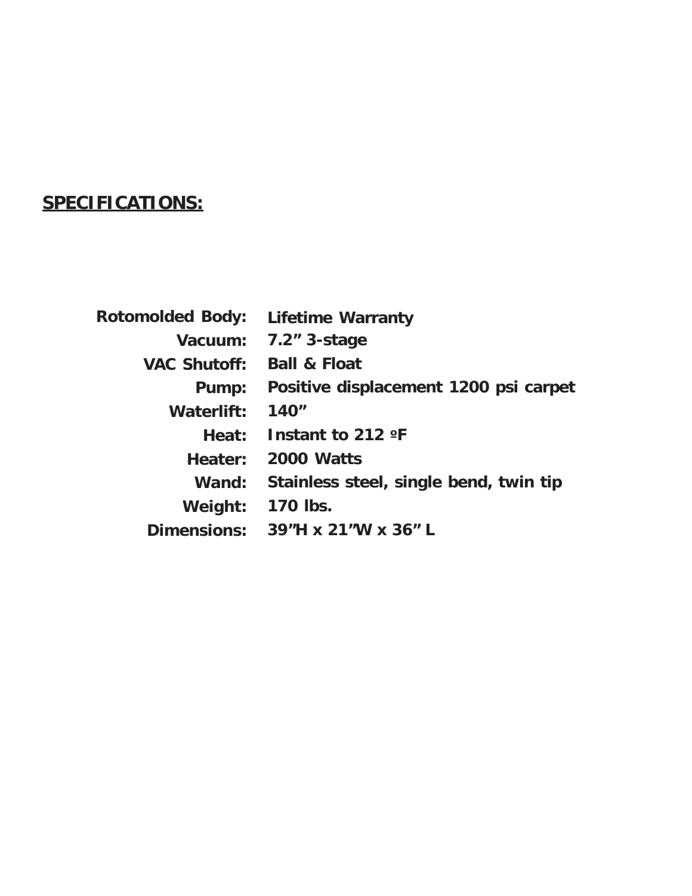## SPECIFICATIONS:

| | |
|---|---|
| **Rotomolded Body:** | **Lifetime Warranty** |
| **Vacuum:** | **7.2” 3-stage** |
| **VAC Shutoff:** | **Ball & Float** |
| **Pump:** | **Positive displacement 1200 psi carpet** |
| **Waterlift:** | **140”** |
| **Heat:** | **Instant to 212 ºF** |
| **Heater:** | **2000 Watts** |
| **Wand:** | **Stainless steel, single bend, twin tip** |
| **Weight:** | **170 lbs.** |
| **Dimensions:** | **39”H x 21”W x 36” L** |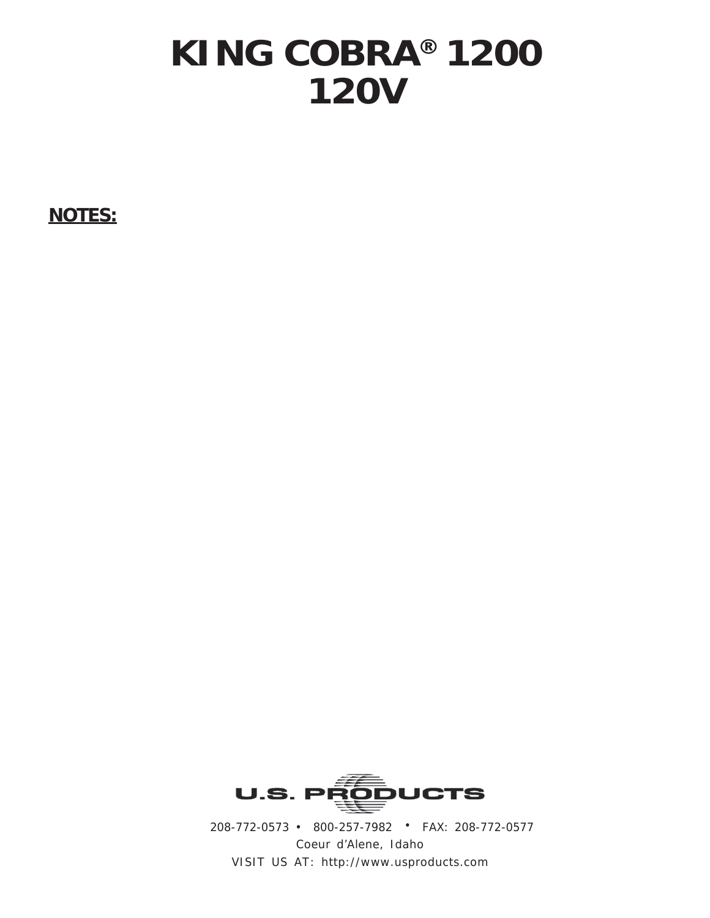# KING COBRA® 1200
# 120V

**NOTES:**

U.S. PRODUCTS

208-772-0573 • 800-257-7982 • FAX: 208-772-0577
Coeur d'Alene, Idaho
VISIT US AT: http://www.usproducts.com